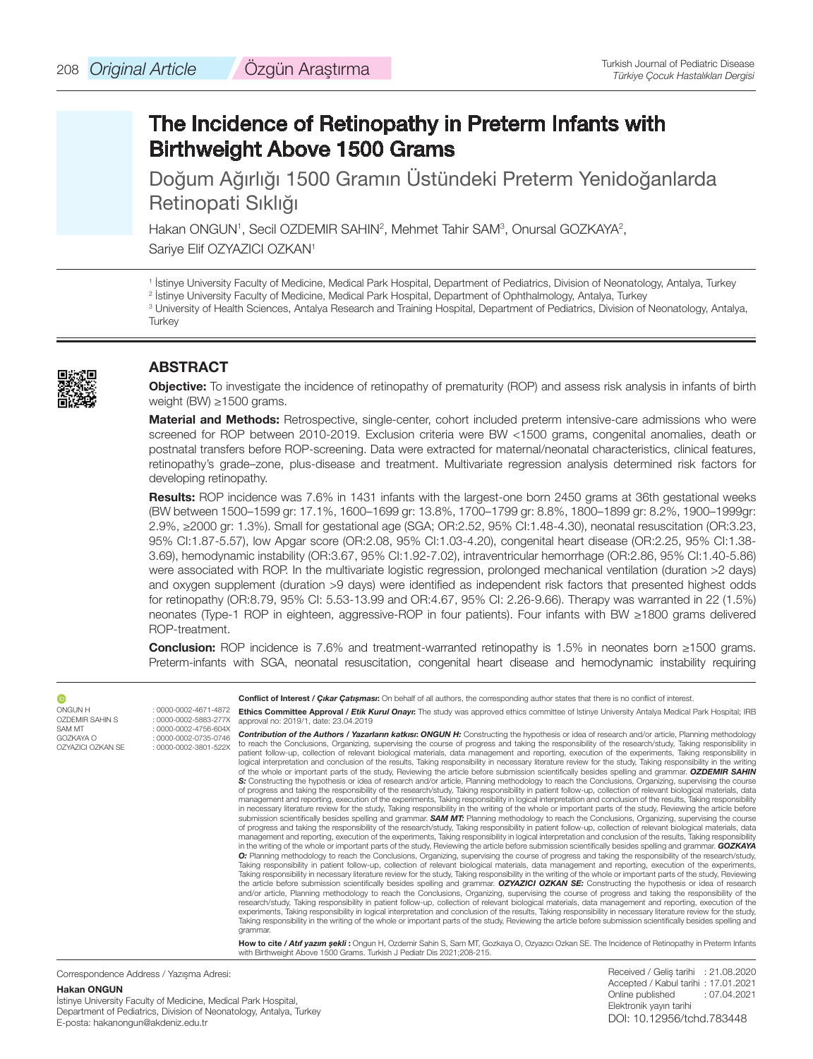Original Article / Özgün Araştırma

# The Incidence of Retinopathy in Preterm Infants with Birthweight Above 1500 Grams

## Doğum Ağırlığı 1500 Gramın Üstündeki Preterm Yenidoğanlarda Retinopati Sıklığı

Hakan ONGUN[1], Secil OZDEMIR SAHIN[2], Mehmet Tahir SAM[3], Onursal GOZKAYA[2], Sariye Elif OZYAZICI OZKAN[1]

[1] İstinye University Faculty of Medicine, Medical Park Hospital, Department of Pediatrics, Division of Neonatology, Antalya, Turkey
[2] İstinye University Faculty of Medicine, Medical Park Hospital, Department of Ophthalmology, Antalya, Turkey
[3] University of Health Sciences, Antalya Research and Training Hospital, Department of Pediatrics, Division of Neonatology, Antalya, Turkey

## ABSTRACT

**Objective:** To investigate the incidence of retinopathy of prematurity (ROP) and assess risk analysis in infants of birth weight (BW) ≥1500 grams.

**Material and Methods:** Retrospective, single-center, cohort included preterm intensive-care admissions who were screened for ROP between 2010-2019. Exclusion criteria were BW <1500 grams, congenital anomalies, death or postnatal transfers before ROP-screening. Data were extracted for maternal/neonatal characteristics, clinical features, retinopathy's grade–zone, plus-disease and treatment. Multivariate regression analysis determined risk factors for developing retinopathy.

**Results:** ROP incidence was 7.6% in 1431 infants with the largest-one born 2450 grams at 36th gestational weeks (BW between 1500–1599 gr: 17.1%, 1600–1699 gr: 13.8%, 1700–1799 gr: 8.8%, 1800–1899 gr: 8.2%, 1900–1999gr: 2.9%, ≥2000 gr: 1.3%). Small for gestational age (SGA; OR:2.52, 95% CI:1.48-4.30), neonatal resuscitation (OR:3.23, 95% CI:1.87-5.57), low Apgar score (OR:2.08, 95% CI:1.03-4.20), congenital heart disease (OR:2.25, 95% CI:1.38-3.69), hemodynamic instability (OR:3.67, 95% CI:1.92-7.02), intraventricular hemorrhage (OR:2.86, 95% CI:1.40-5.86) were associated with ROP. In the multivariate logistic regression, prolonged mechanical ventilation (duration >2 days) and oxygen supplement (duration >9 days) were identified as independent risk factors that presented highest odds for retinopathy (OR:8.79, 95% CI: 5.53-13.99 and OR:4.67, 95% CI: 2.26-9.66). Therapy was warranted in 22 (1.5%) neonates (Type-1 ROP in eighteen, aggressive-ROP in four patients). Four infants with BW ≥1800 grams delivered ROP-treatment.

**Conclusion:** ROP incidence is 7.6% and treatment-warranted retinopathy is 1.5% in neonates born ≥1500 grams. Preterm-infants with SGA, neonatal resuscitation, congenital heart disease and hemodynamic instability requiring

---

ONGUN H : 0000-0002-4671-4872
OZDEMIR SAHIN S : 0000-0002-5883-277X
SAM MT : 0000-0002-4756-604X
GOZKAYA O : 0000-0002-0735-0746
OZYAZICI OZKAN SE : 0000-0002-3801-522X

**Conflict of Interest / *Çıkar Çatışması*:** On behalf of all authors, the corresponding author states that there is no conflict of interest.

**Ethics Committee Approval / *Etik Kurul Onayı*:** The study was approved ethics committee of Istinye University Antalya Medical Park Hospital; IRB approval no: 2019/1, date: 23.04.2019

***Contribution of the Authors / Yazarların katkısı*: *ONGUN H:*** Constructing the hypothesis or idea of research and/or article, Planning methodology to reach the Conclusions, Organizing, supervising the course of progress and taking the responsibility of the research/study, Taking responsibility in patient follow-up, collection of relevant biological materials, data management and reporting, execution of the experiments, Taking responsibility in logical interpretation and conclusion of the results, Taking responsibility in necessary literature review for the study, Taking responsibility in the writing of the whole or important parts of the study, Reviewing the article before submission scientifically besides spelling and grammar. ***OZDEMIR SAHIN S:*** Constructing the hypothesis or idea of research and/or article, Planning methodology to reach the Conclusions, Organizing, supervising the course of progress and taking the responsibility of the research/study, Taking responsibility in patient follow-up, collection of relevant biological materials, data management and reporting, execution of the experiments, Taking responsibility in logical interpretation and conclusion of the results, Taking responsibility in necessary literature review for the study, Taking responsibility in the writing of the whole or important parts of the study, Reviewing the article before submission scientifically besides spelling and grammar. ***SAM MT:*** Planning methodology to reach the Conclusions, Organizing, supervising the course of progress and taking the responsibility of the research/study, Taking responsibility in patient follow-up, collection of relevant biological materials, data management and reporting, execution of the experiments, Taking responsibility in logical interpretation and conclusion of the results, Taking responsibility in the writing of the whole or important parts of the study, Reviewing the article before submission scientifically besides spelling and grammar. ***GOZKAYA O:*** Planning methodology to reach the Conclusions, Organizing, supervising the course of progress and taking the responsibility of the research/study, Taking responsibility in patient follow-up, collection of relevant biological materials, data management and reporting, execution of the experiments, Taking responsibility in necessary literature review for the study, Taking responsibility in the writing of the whole or important parts of the study, Reviewing the article before submission scientifically besides spelling and grammar. ***OZYAZICI OZKAN SE:*** Constructing the hypothesis or idea of research and/or article, Planning methodology to reach the Conclusions, Organizing, supervising the course of progress and taking the responsibility of the research/study, Taking responsibility in patient follow-up, collection of relevant biological materials, data management and reporting, execution of the experiments, Taking responsibility in logical interpretation and conclusion of the results, Taking responsibility in necessary literature review for the study, Taking responsibility in the writing of the whole or important parts of the study, Reviewing the article before submission scientifically besides spelling and grammar.

***How to cite / Atıf yazım şekli* :** Ongun H, Ozdemir Sahin S, Sam MT, Gozkaya O, Ozyazıcı Ozkan SE. The Incidence of Retinopathy in Preterm Infants with Birthweight Above 1500 Grams. Turkish J Pediatr Dis 2021;208-215.

Correspondence Address / Yazışma Adresi:

**Hakan ONGUN**
İstinye University Faculty of Medicine, Medical Park Hospital, Department of Pediatrics, Division of Neonatology, Antalya, Turkey
E-posta: hakanongun@akdeniz.edu.tr

Received / Geliş tarihi : 21.08.2020
Accepted / Kabul tarihi : 17.01.2021
Online published : 07.04.2021
Elektronik yayın tarihi
DOI: 10.12956/tchd.783448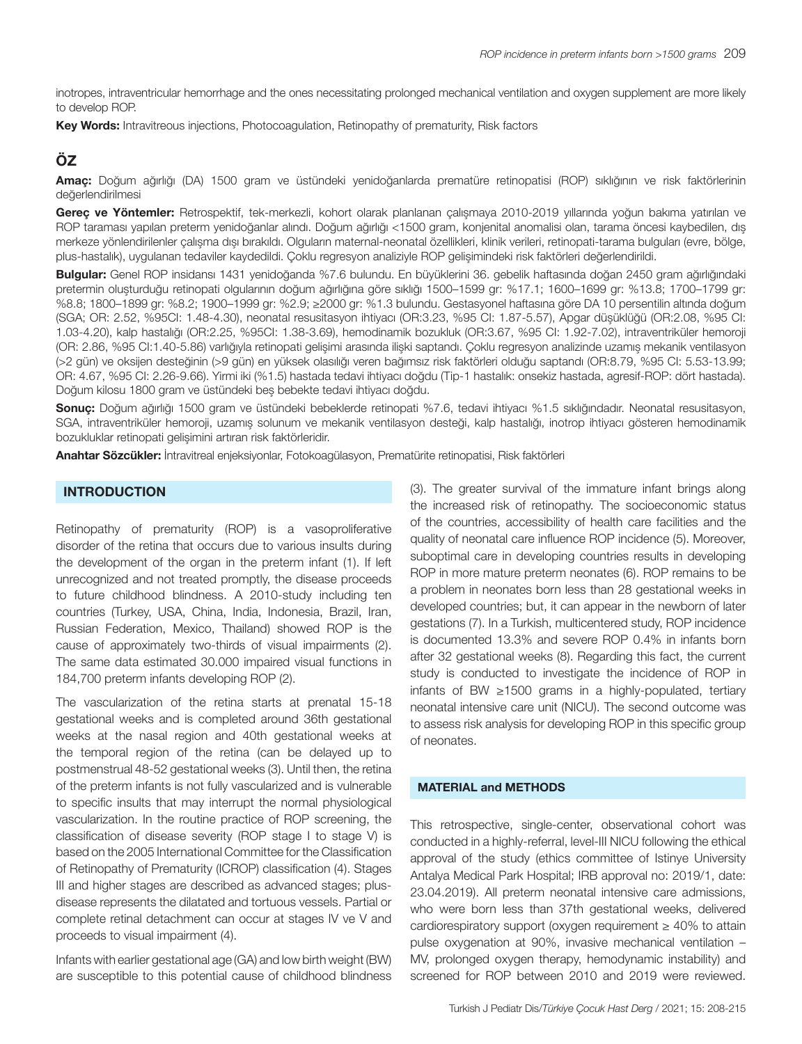inotropes, intraventricular hemorrhage and the ones necessitating prolonged mechanical ventilation and oxygen supplement are more likely to develop ROP.

**Key Words:** Intravitreous injections, Photocoagulation, Retinopathy of prematurity, Risk factors

## ÖZ

**Amaç:** Doğum ağırlığı (DA) 1500 gram ve üstündeki yenidoğanlarda prematüre retinopatisi (ROP) sıklığının ve risk faktörlerinin değerlendirilmesi

**Gereç ve Yöntemler:** Retrospektif, tek-merkezli, kohort olarak planlanan çalışmaya 2010-2019 yıllarında yoğun bakıma yatırılan ve ROP taraması yapılan preterm yenidoğanlar alındı. Doğum ağırlığı <1500 gram, konjenital anomalisi olan, tarama öncesi kaybedilen, dış merkeze yönlendirilenler çalışma dışı bırakıldı. Olguların maternal-neonatal özellikleri, klinik verileri, retinopati-tarama bulguları (evre, bölge, plus-hastalık), uygulanan tedaviler kaydedildi. Çoklu regresyon analiziyle ROP gelişimindeki risk faktörleri değerlendirildi.

**Bulgular:** Genel ROP insidansı 1431 yenidoğanda %7.6 bulundu. En büyüklerini 36. gebelik haftasında doğan 2450 gram ağırlığındaki pretermin oluşturduğu retinopati olgularının doğum ağırlığına göre sıklığı 1500–1599 gr: %17.1; 1600–1699 gr: %13.8; 1700–1799 gr: %8.8; 1800–1899 gr: %8.2; 1900–1999 gr: %2.9; ≥2000 gr: %1.3 bulundu. Gestasyonel haftasına göre DA 10 persentilin altında doğum (SGA; OR: 2.52, %95CI: 1.48-4.30), neonatal resusitasyon ihtiyacı (OR:3.23, %95 CI: 1.87-5.57), Apgar düşüklüğü (OR:2.08, %95 CI: 1.03-4.20), kalp hastalığı (OR:2.25, %95CI: 1.38-3.69), hemodinamik bozukluk (OR:3.67, %95 CI: 1.92-7.02), intraventriküler hemoroji (OR: 2.86, %95 CI:1.40-5.86) varlığıyla retinopati gelişimi arasında ilişki saptandı. Çoklu regresyon analizinde uzamış mekanik ventilasyon (>2 gün) ve oksijen desteğinin (>9 gün) en yüksek olasılığı veren bağımsız risk faktörleri olduğu saptandı (OR:8.79, %95 CI: 5.53-13.99; OR: 4.67, %95 CI: 2.26-9.66). Yirmi iki (%1.5) hastada tedavi ihtiyacı doğdu (Tip-1 hastalık: onsekiz hastada, agresif-ROP: dört hastada). Doğum kilosu 1800 gram ve üstündeki beş bebekte tedavi ihtiyacı doğdu.

**Sonuç:** Doğum ağırlığı 1500 gram ve üstündeki bebeklerde retinopati %7.6, tedavi ihtiyacı %1.5 sıklığındadır. Neonatal resusitasyon, SGA, intraventriküler hemoroji, uzamış solunum ve mekanik ventilasyon desteği, kalp hastalığı, inotrop ihtiyacı gösteren hemodinamik bozukluklar retinopati gelişimini artıran risk faktörleridir.

**Anahtar Sözcükler:** İntravitreal enjeksiyonlar, Fotokoagülasyon, Prematürite retinopatisi, Risk faktörleri

## INTRODUCTION

Retinopathy of prematurity (ROP) is a vasoproliferative disorder of the retina that occurs due to various insults during the development of the organ in the preterm infant (1). If left unrecognized and not treated promptly, the disease proceeds to future childhood blindness. A 2010-study including ten countries (Turkey, USA, China, India, Indonesia, Brazil, Iran, Russian Federation, Mexico, Thailand) showed ROP is the cause of approximately two-thirds of visual impairments (2). The same data estimated 30.000 impaired visual functions in 184,700 preterm infants developing ROP (2).

The vascularization of the retina starts at prenatal 15-18 gestational weeks and is completed around 36th gestational weeks at the nasal region and 40th gestational weeks at the temporal region of the retina (can be delayed up to postmenstrual 48-52 gestational weeks (3). Until then, the retina of the preterm infants is not fully vascularized and is vulnerable to specific insults that may interrupt the normal physiological vascularization. In the routine practice of ROP screening, the classification of disease severity (ROP stage I to stage V) is based on the 2005 International Committee for the Classification of Retinopathy of Prematurity (ICROP) classification (4). Stages III and higher stages are described as advanced stages; plus-disease represents the dilatated and tortuous vessels. Partial or complete retinal detachment can occur at stages IV ve V and proceeds to visual impairment (4).

Infants with earlier gestational age (GA) and low birth weight (BW) are susceptible to this potential cause of childhood blindness (3). The greater survival of the immature infant brings along the increased risk of retinopathy. The socioeconomic status of the countries, accessibility of health care facilities and the quality of neonatal care influence ROP incidence (5). Moreover, suboptimal care in developing countries results in developing ROP in more mature preterm neonates (6). ROP remains to be a problem in neonates born less than 28 gestational weeks in developed countries; but, it can appear in the newborn of later gestations (7). In a Turkish, multicentered study, ROP incidence is documented 13.3% and severe ROP 0.4% in infants born after 32 gestational weeks (8). Regarding this fact, the current study is conducted to investigate the incidence of ROP in infants of BW ≥1500 grams in a highly-populated, tertiary neonatal intensive care unit (NICU). The second outcome was to assess risk analysis for developing ROP in this specific group of neonates.

## MATERIAL and METHODS

This retrospective, single-center, observational cohort was conducted in a highly-referral, level-III NICU following the ethical approval of the study (ethics committee of Istinye University Antalya Medical Park Hospital; IRB approval no: 2019/1, date: 23.04.2019). All preterm neonatal intensive care admissions, who were born less than 37th gestational weeks, delivered cardiorespiratory support (oxygen requirement ≥ 40% to attain pulse oxygenation at 90%, invasive mechanical ventilation – MV, prolonged oxygen therapy, hemodynamic instability) and screened for ROP between 2010 and 2019 were reviewed.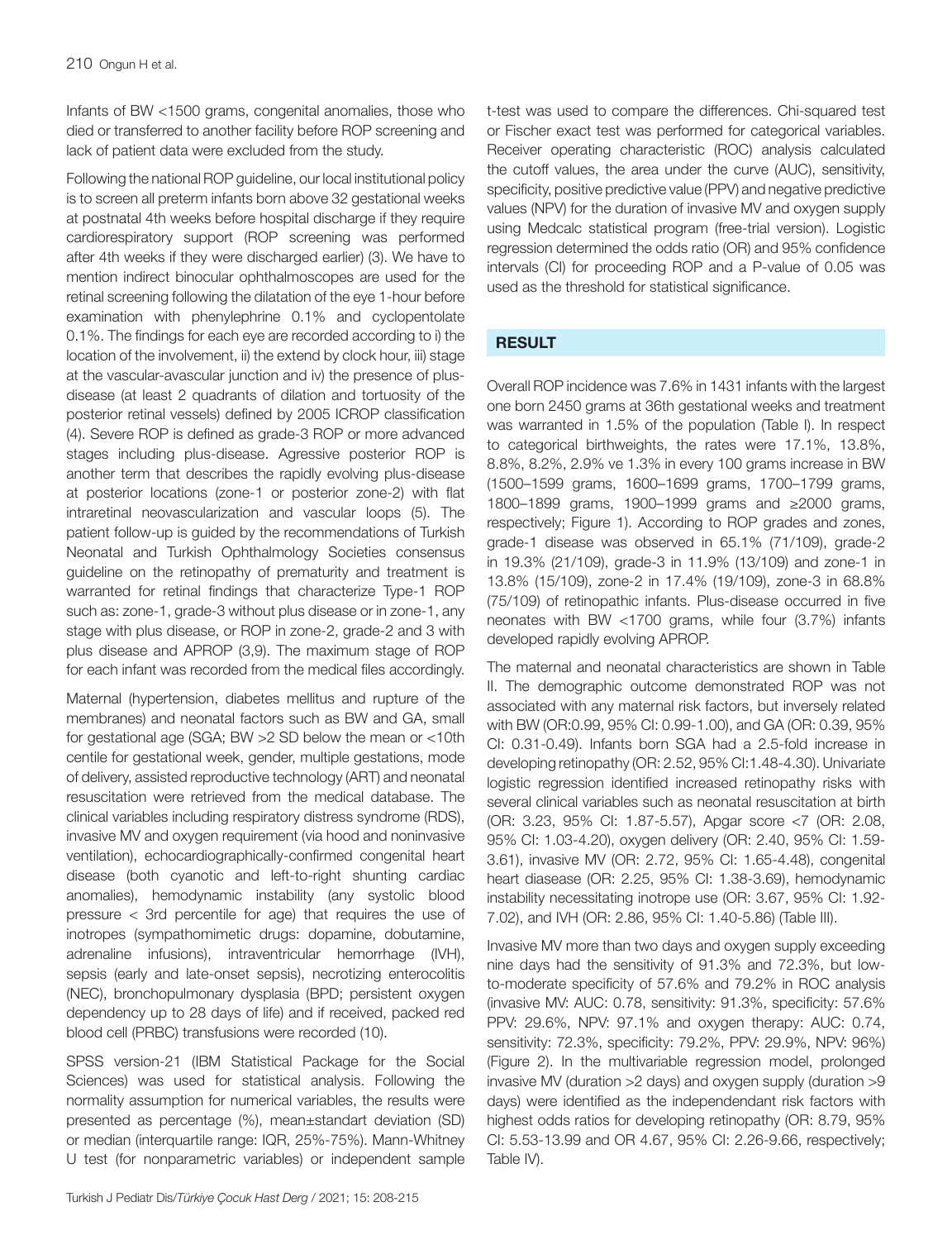Infants of BW <1500 grams, congenital anomalies, those who died or transferred to another facility before ROP screening and lack of patient data were excluded from the study.

Following the national ROP guideline, our local institutional policy is to screen all preterm infants born above 32 gestational weeks at postnatal 4th weeks before hospital discharge if they require cardiorespiratory support (ROP screening was performed after 4th weeks if they were discharged earlier) (3). We have to mention indirect binocular ophthalmoscopes are used for the retinal screening following the dilatation of the eye 1-hour before examination with phenylephrine 0.1% and cyclopentolate 0.1%. The findings for each eye are recorded according to i) the location of the involvement, ii) the extend by clock hour, iii) stage at the vascular-avascular junction and iv) the presence of plus-disease (at least 2 quadrants of dilation and tortuosity of the posterior retinal vessels) defined by 2005 ICROP classification (4). Severe ROP is defined as grade-3 ROP or more advanced stages including plus-disease. Agressive posterior ROP is another term that describes the rapidly evolving plus-disease at posterior locations (zone-1 or posterior zone-2) with flat intraretinal neovascularization and vascular loops (5). The patient follow-up is guided by the recommendations of Turkish Neonatal and Turkish Ophthalmology Societies consensus guideline on the retinopathy of prematurity and treatment is warranted for retinal findings that characterize Type-1 ROP such as: zone-1, grade-3 without plus disease or in zone-1, any stage with plus disease, or ROP in zone-2, grade-2 and 3 with plus disease and APROP (3,9). The maximum stage of ROP for each infant was recorded from the medical files accordingly.

Maternal (hypertension, diabetes mellitus and rupture of the membranes) and neonatal factors such as BW and GA, small for gestational age (SGA; BW >2 SD below the mean or <10th centile for gestational week, gender, multiple gestations, mode of delivery, assisted reproductive technology (ART) and neonatal resuscitation were retrieved from the medical database. The clinical variables including respiratory distress syndrome (RDS), invasive MV and oxygen requirement (via hood and noninvasive ventilation), echocardiographically-confirmed congenital heart disease (both cyanotic and left-to-right shunting cardiac anomalies), hemodynamic instability (any systolic blood pressure < 3rd percentile for age) that requires the use of inotropes (sympathomimetic drugs: dopamine, dobutamine, adrenaline infusions), intraventricular hemorrhage (IVH), sepsis (early and late-onset sepsis), necrotizing enterocolitis (NEC), bronchopulmonary dysplasia (BPD; persistent oxygen dependency up to 28 days of life) and if received, packed red blood cell (PRBC) transfusions were recorded (10).

SPSS version-21 (IBM Statistical Package for the Social Sciences) was used for statistical analysis. Following the normality assumption for numerical variables, the results were presented as percentage (%), mean±standart deviation (SD) or median (interquartile range: IQR, 25%-75%). Mann-Whitney U test (for nonparametric variables) or independent sample t-test was used to compare the differences. Chi-squared test or Fischer exact test was performed for categorical variables. Receiver operating characteristic (ROC) analysis calculated the cutoff values, the area under the curve (AUC), sensitivity, specificity, positive predictive value (PPV) and negative predictive values (NPV) for the duration of invasive MV and oxygen supply using Medcalc statistical program (free-trial version). Logistic regression determined the odds ratio (OR) and 95% confidence intervals (CI) for proceeding ROP and a P-value of 0.05 was used as the threshold for statistical significance.

## RESULT

Overall ROP incidence was 7.6% in 1431 infants with the largest one born 2450 grams at 36th gestational weeks and treatment was warranted in 1.5% of the population (Table I). In respect to categorical birthweights, the rates were 17.1%, 13.8%, 8.8%, 8.2%, 2.9% ve 1.3% in every 100 grams increase in BW (1500–1599 grams, 1600–1699 grams, 1700–1799 grams, 1800–1899 grams, 1900–1999 grams and ≥2000 grams, respectively; Figure 1). According to ROP grades and zones, grade-1 disease was observed in 65.1% (71/109), grade-2 in 19.3% (21/109), grade-3 in 11.9% (13/109) and zone-1 in 13.8% (15/109), zone-2 in 17.4% (19/109), zone-3 in 68.8% (75/109) of retinopathic infants. Plus-disease occurred in five neonates with BW <1700 grams, while four (3.7%) infants developed rapidly evolving APROP.

The maternal and neonatal characteristics are shown in Table II. The demographic outcome demonstrated ROP was not associated with any maternal risk factors, but inversely related with BW (OR:0.99, 95% CI: 0.99-1.00), and GA (OR: 0.39, 95% CI: 0.31-0.49). Infants born SGA had a 2.5-fold increase in developing retinopathy (OR: 2.52, 95% CI:1.48-4.30). Univariate logistic regression identified increased retinopathy risks with several clinical variables such as neonatal resuscitation at birth (OR: 3.23, 95% CI: 1.87-5.57), Apgar score <7 (OR: 2.08, 95% CI: 1.03-4.20), oxygen delivery (OR: 2.40, 95% CI: 1.59-3.61), invasive MV (OR: 2.72, 95% CI: 1.65-4.48), congenital heart diasease (OR: 2.25, 95% CI: 1.38-3.69), hemodynamic instability necessitating inotrope use (OR: 3.67, 95% CI: 1.92-7.02), and IVH (OR: 2.86, 95% CI: 1.40-5.86) (Table III).

Invasive MV more than two days and oxygen supply exceeding nine days had the sensitivity of 91.3% and 72.3%, but low-to-moderate specificity of 57.6% and 79.2% in ROC analysis (invasive MV: AUC: 0.78, sensitivity: 91.3%, specificity: 57.6% PPV: 29.6%, NPV: 97.1% and oxygen therapy: AUC: 0.74, sensitivity: 72.3%, specificity: 79.2%, PPV: 29.9%, NPV: 96%) (Figure 2). In the multivariable regression model, prolonged invasive MV (duration >2 days) and oxygen supply (duration >9 days) were identified as the independendant risk factors with highest odds ratios for developing retinopathy (OR: 8.79, 95% CI: 5.53-13.99 and OR 4.67, 95% CI: 2.26-9.66, respectively; Table IV).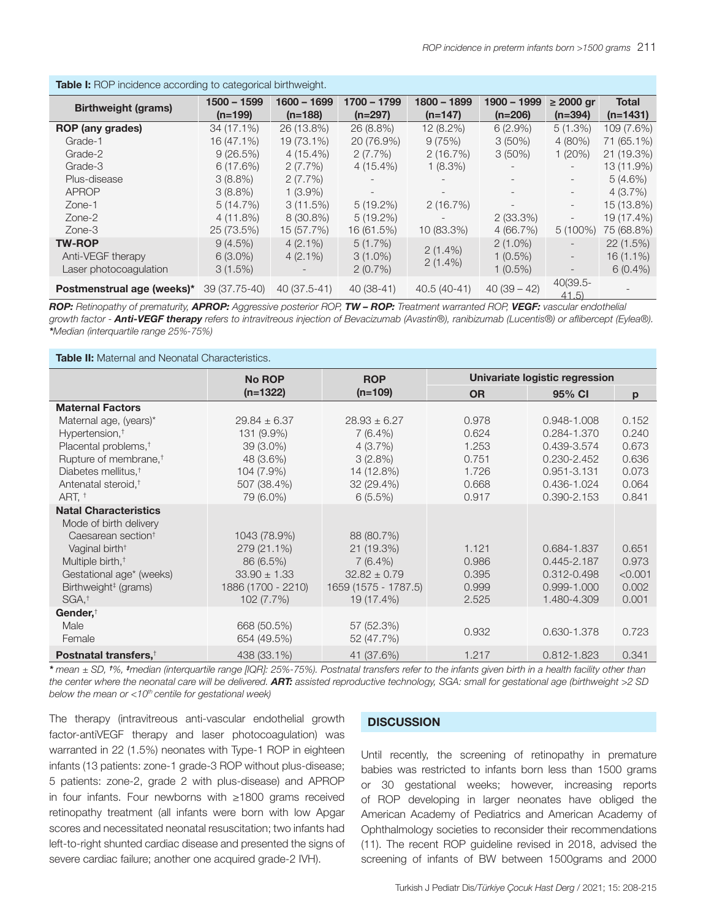**Table I:** ROP incidence according to categorical birthweight.

| Birthweight (grams) | 1500 – 1599 (n=199) | 1600 – 1699 (n=188) | 1700 – 1799 (n=297) | 1800 – 1899 (n=147) | 1900 – 1999 (n=206) | ≥ 2000 gr (n=394) | Total (n=1431) |
|---|---|---|---|---|---|---|---|
| **ROP (any grades)** | 34 (17.1%) | 26 (13.8%) | 26 (8.8%) | 12 (8.2%) | 6 (2.9%) | 5 (1.3%) | 109 (7.6%) |
| Grade-1 | 16 (47.1%) | 19 (73.1%) | 20 (76.9%) | 9 (75%) | 3 (50%) | 4 (80%) | 71 (65.1%) |
| Grade-2 | 9 (26.5%) | 4 (15.4%) | 2 (7.7%) | 2 (16.7%) | 3 (50%) | 1 (20%) | 21 (19.3%) |
| Grade-3 | 6 (17.6%) | 2 (7.7%) | 4 (15.4%) | 1 (8.3%) | - | - | 13 (11.9%) |
| Plus-disease | 3 (8.8%) | 2 (7.7%) | - | - | - | - | 5 (4.6%) |
| APROP | 3 (8.8%) | 1 (3.9%) | - | - | - | - | 4 (3.7%) |
| Zone-1 | 5 (14.7%) | 3 (11.5%) | 5 (19.2%) | 2 (16.7%) | - | - | 15 (13.8%) |
| Zone-2 | 4 (11.8%) | 8 (30.8%) | 5 (19.2%) | - | 2 (33.3%) | - | 19 (17.4%) |
| Zone-3 | 25 (73.5%) | 15 (57.7%) | 16 (61.5%) | 10 (83.3%) | 4 (66.7%) | 5 (100%) | 75 (68.8%) |
| **TW-ROP** | 9 (4.5%) | 4 (2.1%) | 5 (1.7%) | 2 (1.4%) | 2 (1.0%) | - | 22 (1.5%) |
| Anti-VEGF therapy | 6 (3.0%) | 4 (2.1%) | 3 (1.0%) | 2 (1.4%) | 1 (0.5%) | - | 16 (1.1%) |
| Laser photocoagulation | 3 (1.5%) | - | 2 (0.7%) | | 1 (0.5%) | - | 6 (0.4%) |
| **Postmenstrual age (weeks)*** | 39 (37.75-40) | 40 (37.5-41) | 40 (38-41) | 40.5 (40-41) | 40 (39 – 42) | 40(39.5-41.5) | - |

***ROP:*** *Retinopathy of prematurity,* ***APROP:*** *Aggressive posterior ROP,* ***TW – ROP:*** *Treatment warranted ROP,* ***VEGF:*** *vascular endothelial growth factor -* ***Anti-VEGF therapy*** *refers to intravitreous injection of Bevacizumab (Avastin®), ranibizumab (Lucentis®) or aflibercept (Eylea®).* ****Median (interquartile range 25%-75%)***

**Table II:** Maternal and Neonatal Characteristics.

| | No ROP (n=1322) | ROP (n=109) | Univariate logistic regression | | |
|---|---|---|---|---|---|
| | | | OR | 95% CI | p |
| **Maternal Factors** | | | | | |
| Maternal age, (years)* | 29.84 ± 6.37 | 28.93 ± 6.27 | 0.978 | 0.948-1.008 | 0.152 |
| Hypertension,† | 131 (9.9%) | 7 (6.4%) | 0.624 | 0.284-1.370 | 0.240 |
| Placental problems,† | 39 (3.0%) | 4 (3.7%) | 1.253 | 0.439-3.574 | 0.673 |
| Rupture of membrane,† | 48 (3.6%) | 3 (2.8%) | 0.751 | 0.230-2.452 | 0.636 |
| Diabetes mellitus,† | 104 (7.9%) | 14 (12.8%) | 1.726 | 0.951-3.131 | 0.073 |
| Antenatal steroid,† | 507 (38.4%) | 32 (29.4%) | 0.668 | 0.436-1.024 | 0.064 |
| ART, † | 79 (6.0%) | 6 (5.5%) | 0.917 | 0.390-2.153 | 0.841 |
| **Natal Characteristics** | | | | | |
| Mode of birth delivery | | | | | |
| Caesarean section† | 1043 (78.9%) | 88 (80.7%) | | | |
| Vaginal birth† | 279 (21.1%) | 21 (19.3%) | 1.121 | 0.684-1.837 | 0.651 |
| Multiple birth,† | 86 (6.5%) | 7 (6.4%) | 0.986 | 0.445-2.187 | 0.973 |
| Gestational age* (weeks) | 33.90 ± 1.33 | 32.82 ± 0.79 | 0.395 | 0.312-0.498 | <0.001 |
| Birthweight‡ (grams) | 1886 (1700 - 2210) | 1659 (1575 - 1787.5) | 0.999 | 0.999-1.000 | 0.002 |
| SGA,† | 102 (7.7%) | 19 (17.4%) | 2.525 | 1.480-4.309 | 0.001 |
| **Gender,**† | | | | | |
| Male | 668 (50.5%) | 57 (52.3%) | 0.932 | 0.630-1.378 | 0.723 |
| Female | 654 (49.5%) | 52 (47.7%) | | | |
| **Postnatal transfers,**† | 438 (33.1%) | 41 (37.6%) | 1.217 | 0.812-1.823 | 0.341 |

*\* mean ± SD, †%, ‡median (interquartile range [IQR]: 25%-75%). Postnatal transfers refer to the infants given birth in a health facility other than the center where the neonatal care will be delivered.* ***ART:*** *assisted reproductive technology, SGA: small for gestational age (birthweight >2 SD below the mean or <10th centile for gestational week)*

The therapy (intravitreous anti-vascular endothelial growth factor-antiVEGF therapy and laser photocoagulation) was warranted in 22 (1.5%) neonates with Type-1 ROP in eighteen infants (13 patients: zone-1 grade-3 ROP without plus-disease; 5 patients: zone-2, grade 2 with plus-disease) and APROP in four infants. Four newborns with ≥1800 grams received retinopathy treatment (all infants were born with low Apgar scores and necessitated neonatal resuscitation; two infants had left-to-right shunted cardiac disease and presented the signs of severe cardiac failure; another one acquired grade-2 IVH).

## DISCUSSION

Until recently, the screening of retinopathy in premature babies was restricted to infants born less than 1500 grams or 30 gestational weeks; however, increasing reports of ROP developing in larger neonates have obliged the American Academy of Pediatrics and American Academy of Ophthalmology societies to reconsider their recommendations (11). The recent ROP guideline revised in 2018, advised the screening of infants of BW between 1500grams and 2000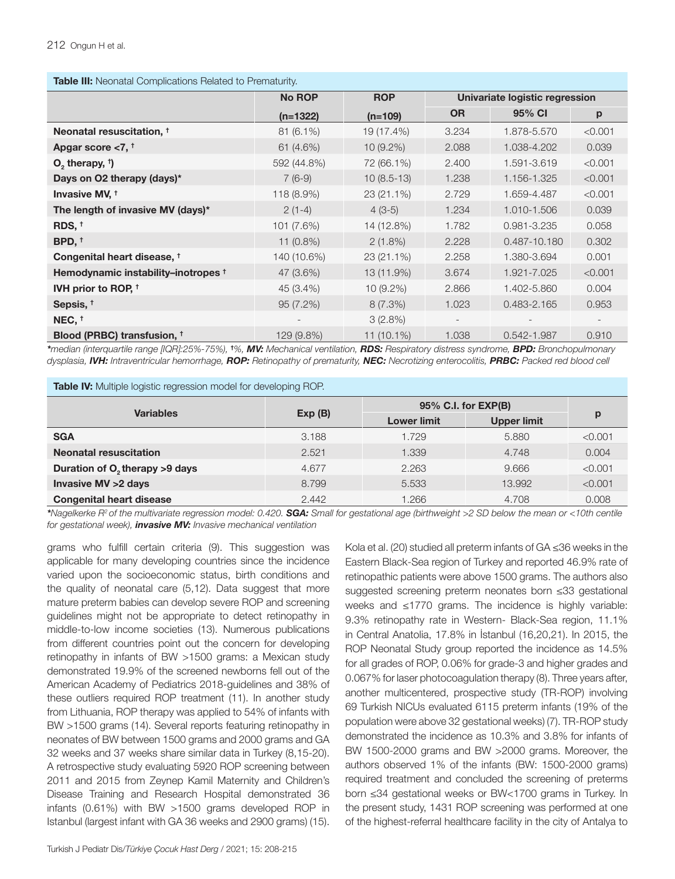**Table III:** Neonatal Complications Related to Prematurity.

| | No ROP | ROP | Univariate logistic regression | | |
|---|---|---|---|---|---|
| | (n=1322) | (n=109) | OR | 95% CI | p |
| **Neonatal resuscitation, †** | 81 (6.1%) | 19 (17.4%) | 3.234 | 1.878-5.570 | <0.001 |
| **Apgar score <7, †** | 61 (4.6%) | 10 (9.2%) | 2.088 | 1.038-4.202 | 0.039 |
| **$O_2$ therapy, †)** | 592 (44.8%) | 72 (66.1%) | 2.400 | 1.591-3.619 | <0.001 |
| **Days on O2 therapy (days)*** | 7 (6-9) | 10 (8.5-13) | 1.238 | 1.156-1.325 | <0.001 |
| **Invasive MV, †** | 118 (8.9%) | 23 (21.1%) | 2.729 | 1.659-4.487 | <0.001 |
| **The length of invasive MV (days)*** | 2 (1-4) | 4 (3-5) | 1.234 | 1.010-1.506 | 0.039 |
| **RDS, †** | 101 (7.6%) | 14 (12.8%) | 1.782 | 0.981-3.235 | 0.058 |
| **BPD, †** | 11 (0.8%) | 2 (1.8%) | 2.228 | 0.487-10.180 | 0.302 |
| **Congenital heart disease, †** | 140 (10.6%) | 23 (21.1%) | 2.258 | 1.380-3.694 | 0.001 |
| **Hemodynamic instability–inotropes †** | 47 (3.6%) | 13 (11.9%) | 3.674 | 1.921-7.025 | <0.001 |
| **IVH prior to ROP, †** | 45 (3.4%) | 10 (9.2%) | 2.866 | 1.402-5.860 | 0.004 |
| **Sepsis, †** | 95 (7.2%) | 8 (7.3%) | 1.023 | 0.483-2.165 | 0.953 |
| **NEC, †** | - | 3 (2.8%) | - | - | - |
| **Blood (PRBC) transfusion, †** | 129 (9.8%) | 11 (10.1%) | 1.038 | 0.542-1.987 | 0.910 |

*\*median (interquartile range [IQR]:25%-75%), †%, **MV:** Mechanical ventilation, **RDS:** Respiratory distress syndrome, **BPD:** Bronchopulmonary dysplasia, **IVH:** Intraventricular hemorrhage, **ROP:** Retinopathy of prematurity, **NEC:** Necrotizing enterocolitis, **PRBC:** Packed red blood cell*

**Table IV:** Multiple logistic regression model for developing ROP.

| Variables | Exp (B) | 95% C.I. for EXP(B) | | p |
|---|---|---|---|---|
| | | Lower limit | Upper limit | |
| **SGA** | 3.188 | 1.729 | 5.880 | <0.001 |
| **Neonatal resuscitation** | 2.521 | 1.339 | 4.748 | 0.004 |
| **Duration of $O_2$ therapy >9 days** | 4.677 | 2.263 | 9.666 | <0.001 |
| **Invasive MV >2 days** | 8.799 | 5.533 | 13.992 | <0.001 |
| **Congenital heart disease** | 2.442 | 1.266 | 4.708 | 0.008 |

*\*Nagelkerke $R^2$ of the multivariate regression model: 0.420. **SGA:** Small for gestational age (birthweight >2 SD below the mean or <10th centile for gestational week), **invasive MV:** Invasive mechanical ventilation*

grams who fulfill certain criteria (9). This suggestion was applicable for many developing countries since the incidence varied upon the socioeconomic status, birth conditions and the quality of neonatal care (5,12). Data suggest that more mature preterm babies can develop severe ROP and screening guidelines might not be appropriate to detect retinopathy in middle-to-low income societies (13). Numerous publications from different countries point out the concern for developing retinopathy in infants of BW >1500 grams: a Mexican study demonstrated 19.9% of the screened newborns fell out of the American Academy of Pediatrics 2018-guidelines and 38% of these outliers required ROP treatment (11). In another study from Lithuania, ROP therapy was applied to 54% of infants with BW >1500 grams (14). Several reports featuring retinopathy in neonates of BW between 1500 grams and 2000 grams and GA 32 weeks and 37 weeks share similar data in Turkey (8,15-20). A retrospective study evaluating 5920 ROP screening between 2011 and 2015 from Zeynep Kamil Maternity and Children's Disease Training and Research Hospital demonstrated 36 infants (0.61%) with BW >1500 grams developed ROP in Istanbul (largest infant with GA 36 weeks and 2900 grams) (15). Kola et al. (20) studied all preterm infants of GA ≤36 weeks in the Eastern Black-Sea region of Turkey and reported 46.9% rate of retinopathic patients were above 1500 grams. The authors also suggested screening preterm neonates born ≤33 gestational weeks and ≤1770 grams. The incidence is highly variable: 9.3% retinopathy rate in Western- Black-Sea region, 11.1% in Central Anatolia, 17.8% in İstanbul (16,20,21). In 2015, the ROP Neonatal Study group reported the incidence as 14.5% for all grades of ROP, 0.06% for grade-3 and higher grades and 0.067% for laser photocoagulation therapy (8). Three years after, another multicentered, prospective study (TR-ROP) involving 69 Turkish NICUs evaluated 6115 preterm infants (19% of the population were above 32 gestational weeks) (7). TR-ROP study demonstrated the incidence as 10.3% and 3.8% for infants of BW 1500-2000 grams and BW >2000 grams. Moreover, the authors observed 1% of the infants (BW: 1500-2000 grams) required treatment and concluded the screening of preterms born ≤34 gestational weeks or BW<1700 grams in Turkey. In the present study, 1431 ROP screening was performed at one of the highest-referral healthcare facility in the city of Antalya to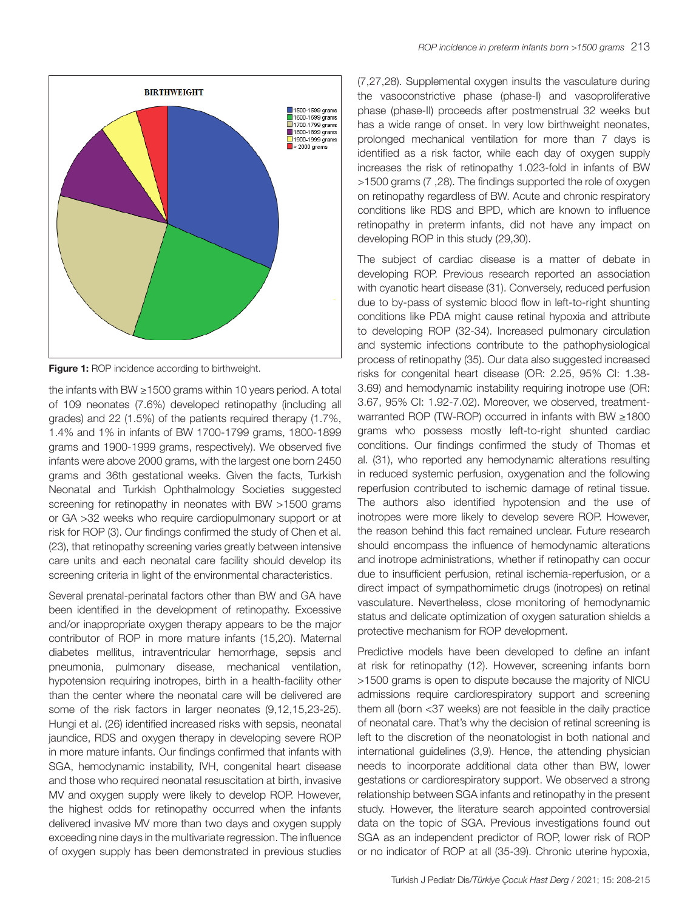**Figure 1:** ROP incidence according to birthweight.

the infants with BW ≥1500 grams within 10 years period. A total of 109 neonates (7.6%) developed retinopathy (including all grades) and 22 (1.5%) of the patients required therapy (1.7%, 1.4% and 1% in infants of BW 1700-1799 grams, 1800-1899 grams and 1900-1999 grams, respectively). We observed five infants were above 2000 grams, with the largest one born 2450 grams and 36th gestational weeks. Given the facts, Turkish Neonatal and Turkish Ophthalmology Societies suggested screening for retinopathy in neonates with BW >1500 grams or GA >32 weeks who require cardiopulmonary support or at risk for ROP (3). Our findings confirmed the study of Chen et al. (23), that retinopathy screening varies greatly between intensive care units and each neonatal care facility should develop its screening criteria in light of the environmental characteristics.

Several prenatal-perinatal factors other than BW and GA have been identified in the development of retinopathy. Excessive and/or inappropriate oxygen therapy appears to be the major contributor of ROP in more mature infants (15,20). Maternal diabetes mellitus, intraventricular hemorrhage, sepsis and pneumonia, pulmonary disease, mechanical ventilation, hypotension requiring inotropes, birth in a health-facility other than the center where the neonatal care will be delivered are some of the risk factors in larger neonates (9,12,15,23-25). Hungi et al. (26) identified increased risks with sepsis, neonatal jaundice, RDS and oxygen therapy in developing severe ROP in more mature infants. Our findings confirmed that infants with SGA, hemodynamic instability, IVH, congenital heart disease and those who required neonatal resuscitation at birth, invasive MV and oxygen supply were likely to develop ROP. However, the highest odds for retinopathy occurred when the infants delivered invasive MV more than two days and oxygen supply exceeding nine days in the multivariate regression. The influence of oxygen supply has been demonstrated in previous studies (7,27,28). Supplemental oxygen insults the vasculature during the vasoconstrictive phase (phase-I) and vasoproliferative phase (phase-II) proceeds after postmenstrual 32 weeks but has a wide range of onset. In very low birthweight neonates, prolonged mechanical ventilation for more than 7 days is identified as a risk factor, while each day of oxygen supply increases the risk of retinopathy 1.023-fold in infants of BW >1500 grams (7 ,28). The findings supported the role of oxygen on retinopathy regardless of BW. Acute and chronic respiratory conditions like RDS and BPD, which are known to influence retinopathy in preterm infants, did not have any impact on developing ROP in this study (29,30).

The subject of cardiac disease is a matter of debate in developing ROP. Previous research reported an association with cyanotic heart disease (31). Conversely, reduced perfusion due to by-pass of systemic blood flow in left-to-right shunting conditions like PDA might cause retinal hypoxia and attribute to developing ROP (32-34). Increased pulmonary circulation and systemic infections contribute to the pathophysiological process of retinopathy (35). Our data also suggested increased risks for congenital heart disease (OR: 2.25, 95% CI: 1.38-3.69) and hemodynamic instability requiring inotrope use (OR: 3.67, 95% CI: 1.92-7.02). Moreover, we observed, treatment-warranted ROP (TW-ROP) occurred in infants with BW ≥1800 grams who possess mostly left-to-right shunted cardiac conditions. Our findings confirmed the study of Thomas et al. (31), who reported any hemodynamic alterations resulting in reduced systemic perfusion, oxygenation and the following reperfusion contributed to ischemic damage of retinal tissue. The authors also identified hypotension and the use of inotropes were more likely to develop severe ROP. However, the reason behind this fact remained unclear. Future research should encompass the influence of hemodynamic alterations and inotrope administrations, whether if retinopathy can occur due to insufficient perfusion, retinal ischemia-reperfusion, or a direct impact of sympathomimetic drugs (inotropes) on retinal vasculature. Nevertheless, close monitoring of hemodynamic status and delicate optimization of oxygen saturation shields a protective mechanism for ROP development.

Predictive models have been developed to define an infant at risk for retinopathy (12). However, screening infants born >1500 grams is open to dispute because the majority of NICU admissions require cardiorespiratory support and screening them all (born <37 weeks) are not feasible in the daily practice of neonatal care. That's why the decision of retinal screening is left to the discretion of the neonatologist in both national and international guidelines (3,9). Hence, the attending physician needs to incorporate additional data other than BW, lower gestations or cardiorespiratory support. We observed a strong relationship between SGA infants and retinopathy in the present study. However, the literature search appointed controversial data on the topic of SGA. Previous investigations found out SGA as an independent predictor of ROP, lower risk of ROP or no indicator of ROP at all (35-39). Chronic uterine hypoxia,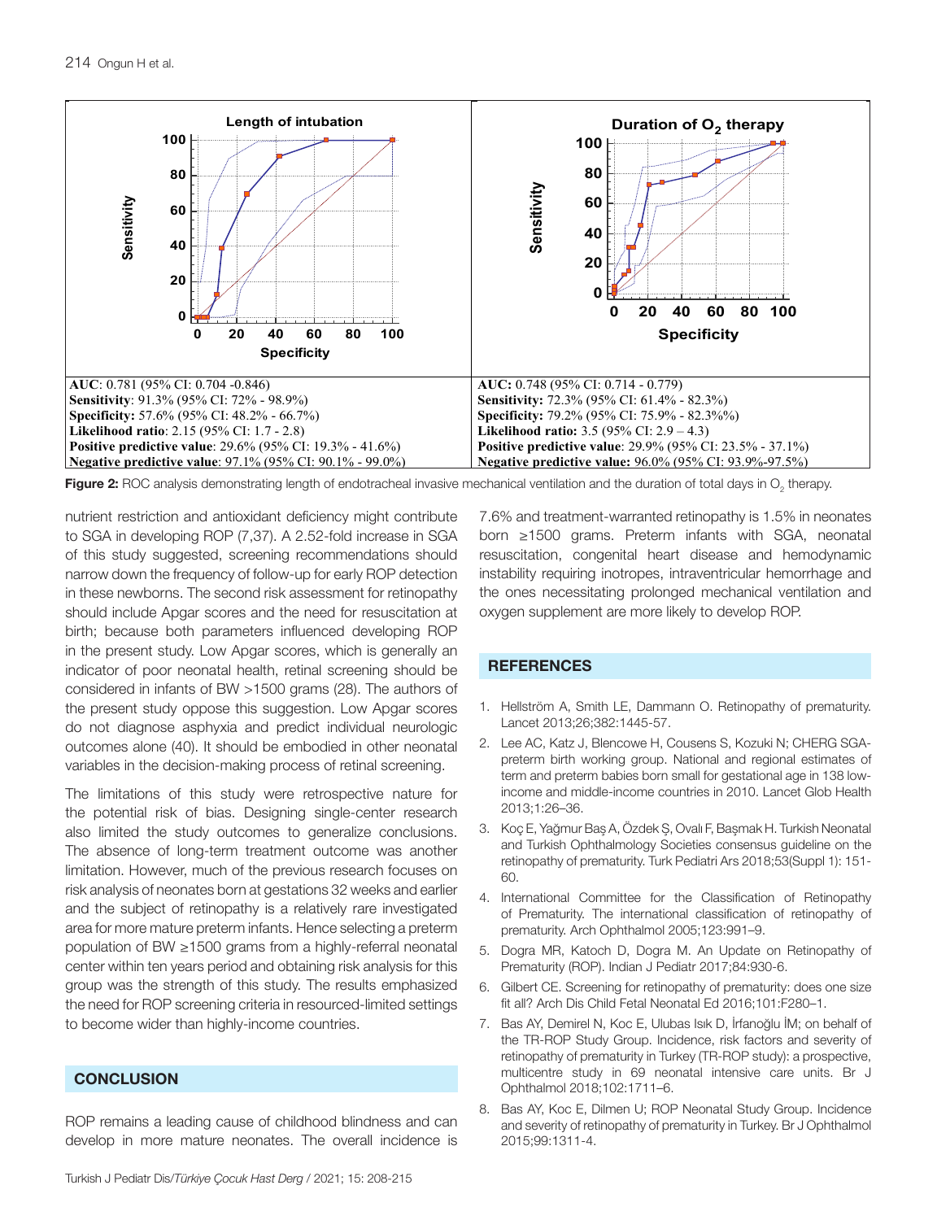| AUC: 0.781 (95% CI: 0.704 -0.846) | AUC: 0.748 (95% CI: 0.714 - 0.779) |
|---|---|
| Sensitivity: 91.3% (95% CI: 72% - 98.9%) | Sensitivity: 72.3% (95% CI: 61.4% - 82.3%) |
| Specificity: 57.6% (95% CI: 48.2% - 66.7%) | Specificity: 79.2% (95% CI: 75.9% - 82.3%%) |
| Likelihood ratio: 2.15 (95% CI: 1.7 - 2.8) | Likelihood ratio: 3.5 (95% CI: 2.9 – 4.3) |
| Positive predictive value: 29.6% (95% CI: 19.3% - 41.6%) | Positive predictive value: 29.9% (95% CI: 23.5% - 37.1%) |
| Negative predictive value: 97.1% (95% CI: 90.1% - 99.0%) | Negative predictive value: 96.0% (95% CI: 93.9%-97.5%) |

**Figure 2:** ROC analysis demonstrating length of endotracheal invasive mechanical ventilation and the duration of total days in $O_2$ therapy.

nutrient restriction and antioxidant deficiency might contribute to SGA in developing ROP (7,37). A 2.52-fold increase in SGA of this study suggested, screening recommendations should narrow down the frequency of follow-up for early ROP detection in these newborns. The second risk assessment for retinopathy should include Apgar scores and the need for resuscitation at birth; because both parameters influenced developing ROP in the present study. Low Apgar scores, which is generally an indicator of poor neonatal health, retinal screening should be considered in infants of BW >1500 grams (28). The authors of the present study oppose this suggestion. Low Apgar scores do not diagnose asphyxia and predict individual neurologic outcomes alone (40). It should be embodied in other neonatal variables in the decision-making process of retinal screening.

The limitations of this study were retrospective nature for the potential risk of bias. Designing single-center research also limited the study outcomes to generalize conclusions. The absence of long-term treatment outcome was another limitation. However, much of the previous research focuses on risk analysis of neonates born at gestations 32 weeks and earlier and the subject of retinopathy is a relatively rare investigated area for more mature preterm infants. Hence selecting a preterm population of BW ≥1500 grams from a highly-referral neonatal center within ten years period and obtaining risk analysis for this group was the strength of this study. The results emphasized the need for ROP screening criteria in resourced-limited settings to become wider than highly-income countries.

## CONCLUSION

ROP remains a leading cause of childhood blindness and can develop in more mature neonates. The overall incidence is 7.6% and treatment-warranted retinopathy is 1.5% in neonates born ≥1500 grams. Preterm infants with SGA, neonatal resuscitation, congenital heart disease and hemodynamic instability requiring inotropes, intraventricular hemorrhage and the ones necessitating prolonged mechanical ventilation and oxygen supplement are more likely to develop ROP.

## REFERENCES

1. Hellström A, Smith LE, Dammann O. Retinopathy of prematurity. Lancet 2013;26;382:1445-57.
2. Lee AC, Katz J, Blencowe H, Cousens S, Kozuki N; CHERG SGA-preterm birth working group. National and regional estimates of term and preterm babies born small for gestational age in 138 low-income and middle-income countries in 2010. Lancet Glob Health 2013;1:26–36.
3. Koç E, Yağmur Baş A, Özdek Ş, Ovalı F, Başmak H. Turkish Neonatal and Turkish Ophthalmology Societies consensus guideline on the retinopathy of prematurity. Turk Pediatri Ars 2018;53(Suppl 1): 151-60.
4. International Committee for the Classification of Retinopathy of Prematurity. The international classification of retinopathy of prematurity. Arch Ophthalmol 2005;123:991–9.
5. Dogra MR, Katoch D, Dogra M. An Update on Retinopathy of Prematurity (ROP). Indian J Pediatr 2017;84:930-6.
6. Gilbert CE. Screening for retinopathy of prematurity: does one size fit all? Arch Dis Child Fetal Neonatal Ed 2016;101:F280–1.
7. Bas AY, Demirel N, Koc E, Ulubas Isık D, İrfanoğlu İM; on behalf of the TR-ROP Study Group. Incidence, risk factors and severity of retinopathy of prematurity in Turkey (TR-ROP study): a prospective, multicentre study in 69 neonatal intensive care units. Br J Ophthalmol 2018;102:1711–6.
8. Bas AY, Koc E, Dilmen U; ROP Neonatal Study Group. Incidence and severity of retinopathy of prematurity in Turkey. Br J Ophthalmol 2015;99:1311-4.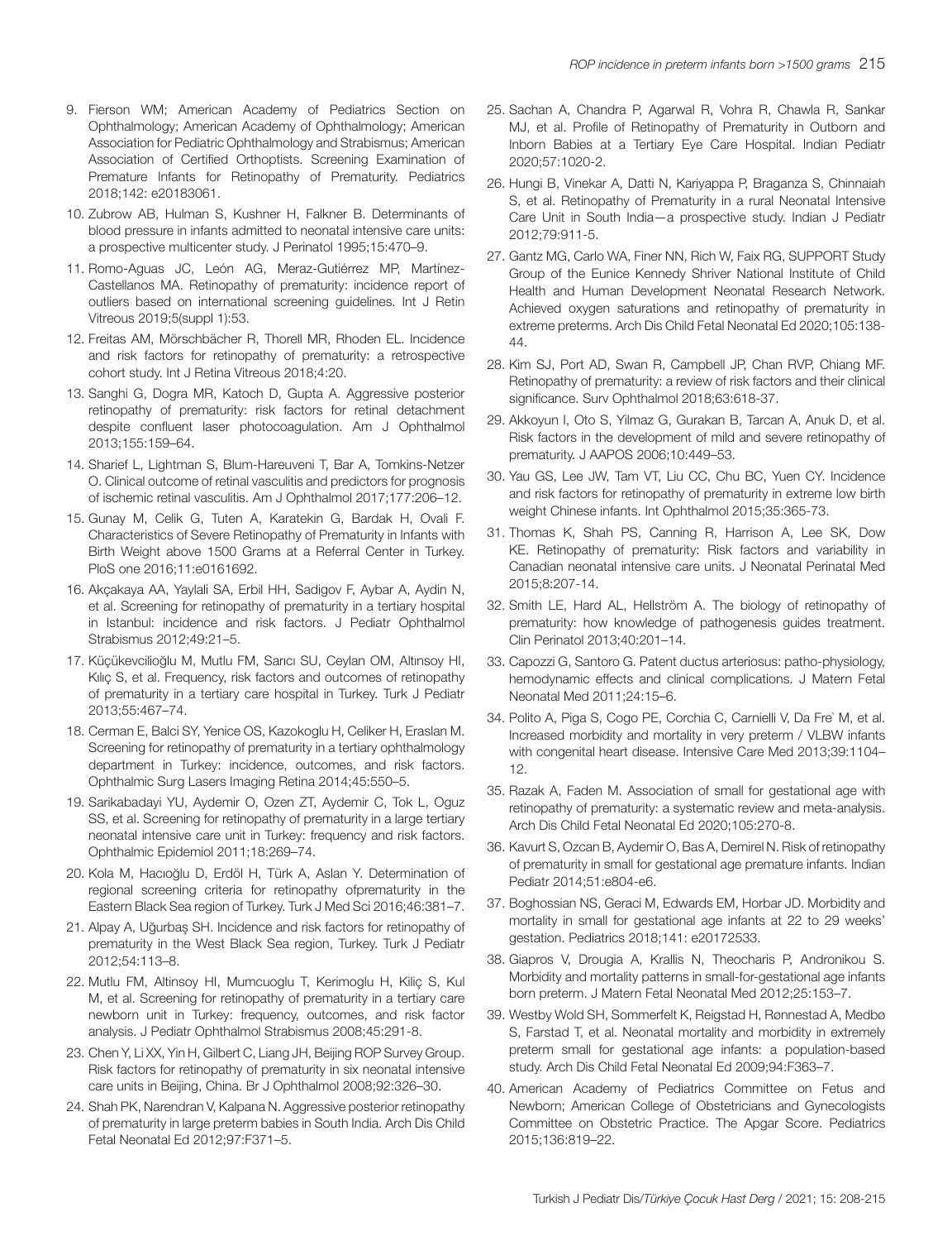9. Fierson WM; American Academy of Pediatrics Section on Ophthalmology; American Academy of Ophthalmology; American Association for Pediatric Ophthalmology and Strabismus; American Association of Certified Orthoptists. Screening Examination of Premature Infants for Retinopathy of Prematurity. Pediatrics 2018;142: e20183061.
10. Zubrow AB, Hulman S, Kushner H, Falkner B. Determinants of blood pressure in infants admitted to neonatal intensive care units: a prospective multicenter study. J Perinatol 1995;15:470–9.
11. Romo-Aguas JC, León AG, Meraz-Gutiérrez MP, Martínez-Castellanos MA. Retinopathy of prematurity: incidence report of outliers based on international screening guidelines. Int J Retin Vitreous 2019;5(suppl 1):53.
12. Freitas AM, Mörschbächer R, Thorell MR, Rhoden EL. Incidence and risk factors for retinopathy of prematurity: a retrospective cohort study. Int J Retina Vitreous 2018;4:20.
13. Sanghi G, Dogra MR, Katoch D, Gupta A. Aggressive posterior retinopathy of prematurity: risk factors for retinal detachment despite confluent laser photocoagulation. Am J Ophthalmol 2013;155:159–64.
14. Sharief L, Lightman S, Blum-Hareuveni T, Bar A, Tomkins-Netzer O. Clinical outcome of retinal vasculitis and predictors for prognosis of ischemic retinal vasculitis. Am J Ophthalmol 2017;177:206–12.
15. Gunay M, Celik G, Tuten A, Karatekin G, Bardak H, Ovali F. Characteristics of Severe Retinopathy of Prematurity in Infants with Birth Weight above 1500 Grams at a Referral Center in Turkey. PloS one 2016;11:e0161692.
16. Akçakaya AA, Yaylali SA, Erbil HH, Sadigov F, Aybar A, Aydin N, et al. Screening for retinopathy of prematurity in a tertiary hospital in Istanbul: incidence and risk factors. J Pediatr Ophthalmol Strabismus 2012;49:21–5.
17. Küçükevcilioğlu M, Mutlu FM, Sarıcı SU, Ceylan OM, Altınsoy HI, Kılıç S, et al. Frequency, risk factors and outcomes of retinopathy of prematurity in a tertiary care hospital in Turkey. Turk J Pediatr 2013;55:467–74.
18. Cerman E, Balci SY, Yenice OS, Kazokoglu H, Celiker H, Eraslan M. Screening for retinopathy of prematurity in a tertiary ophthalmology department in Turkey: incidence, outcomes, and risk factors. Ophthalmic Surg Lasers Imaging Retina 2014;45:550–5.
19. Sarikabadayi YU, Aydemir O, Ozen ZT, Aydemir C, Tok L, Oguz SS, et al. Screening for retinopathy of prematurity in a large tertiary neonatal intensive care unit in Turkey: frequency and risk factors. Ophthalmic Epidemiol 2011;18:269–74.
20. Kola M, Hacıoğlu D, Erdöl H, Türk A, Aslan Y. Determination of regional screening criteria for retinopathy ofprematurity in the Eastern Black Sea region of Turkey. Turk J Med Sci 2016;46:381–7.
21. Alpay A, Uğurbaş SH. Incidence and risk factors for retinopathy of prematurity in the West Black Sea region, Turkey. Turk J Pediatr 2012;54:113–8.
22. Mutlu FM, Altinsoy HI, Mumcuoglu T, Kerimoglu H, Kiliç S, Kul M, et al. Screening for retinopathy of prematurity in a tertiary care newborn unit in Turkey: frequency, outcomes, and risk factor analysis. J Pediatr Ophthalmol Strabismus 2008;45:291-8.
23. Chen Y, Li XX, Yin H, Gilbert C, Liang JH, Beijing ROP Survey Group. Risk factors for retinopathy of prematurity in six neonatal intensive care units in Beijing, China. Br J Ophthalmol 2008;92:326–30.
24. Shah PK, Narendran V, Kalpana N. Aggressive posterior retinopathy of prematurity in large preterm babies in South India. Arch Dis Child Fetal Neonatal Ed 2012;97:F371–5.
25. Sachan A, Chandra P, Agarwal R, Vohra R, Chawla R, Sankar MJ, et al. Profile of Retinopathy of Prematurity in Outborn and Inborn Babies at a Tertiary Eye Care Hospital. Indian Pediatr 2020;57:1020-2.
26. Hungi B, Vinekar A, Datti N, Kariyappa P, Braganza S, Chinnaiah S, et al. Retinopathy of Prematurity in a rural Neonatal Intensive Care Unit in South India—a prospective study. Indian J Pediatr 2012;79:911-5.
27. Gantz MG, Carlo WA, Finer NN, Rich W, Faix RG, SUPPORT Study Group of the Eunice Kennedy Shriver National Institute of Child Health and Human Development Neonatal Research Network. Achieved oxygen saturations and retinopathy of prematurity in extreme preterms. Arch Dis Child Fetal Neonatal Ed 2020;105:138-44.
28. Kim SJ, Port AD, Swan R, Campbell JP, Chan RVP, Chiang MF. Retinopathy of prematurity: a review of risk factors and their clinical significance. Surv Ophthalmol 2018;63:618-37.
29. Akkoyun I, Oto S, Yilmaz G, Gurakan B, Tarcan A, Anuk D, et al. Risk factors in the development of mild and severe retinopathy of prematurity. J AAPOS 2006;10:449–53.
30. Yau GS, Lee JW, Tam VT, Liu CC, Chu BC, Yuen CY. Incidence and risk factors for retinopathy of prematurity in extreme low birth weight Chinese infants. Int Ophthalmol 2015;35:365-73.
31. Thomas K, Shah PS, Canning R, Harrison A, Lee SK, Dow KE. Retinopathy of prematurity: Risk factors and variability in Canadian neonatal intensive care units. J Neonatal Perinatal Med 2015;8:207-14.
32. Smith LE, Hard AL, Hellström A. The biology of retinopathy of prematurity: how knowledge of pathogenesis guides treatment. Clin Perinatol 2013;40:201–14.
33. Capozzi G, Santoro G. Patent ductus arteriosus: patho-physiology, hemodynamic effects and clinical complications. J Matern Fetal Neonatal Med 2011;24:15–6.
34. Polito A, Piga S, Cogo PE, Corchia C, Carnielli V, Da Fre` M, et al. Increased morbidity and mortality in very preterm / VLBW infants with congenital heart disease. Intensive Care Med 2013;39:1104–12.
35. Razak A, Faden M. Association of small for gestational age with retinopathy of prematurity: a systematic review and meta-analysis. Arch Dis Child Fetal Neonatal Ed 2020;105:270-8.
36. Kavurt S, Ozcan B, Aydemir O, Bas A, Demirel N. Risk of retinopathy of prematurity in small for gestational age premature infants. Indian Pediatr 2014;51:e804-e6.
37. Boghossian NS, Geraci M, Edwards EM, Horbar JD. Morbidity and mortality in small for gestational age infants at 22 to 29 weeks' gestation. Pediatrics 2018;141: e20172533.
38. Giapros V, Drougia A, Krallis N, Theocharis P, Andronikou S. Morbidity and mortality patterns in small-for-gestational age infants born preterm. J Matern Fetal Neonatal Med 2012;25:153–7.
39. Westby Wold SH, Sommerfelt K, Reigstad H, Rønnestad A, Medbø S, Farstad T, et al. Neonatal mortality and morbidity in extremely preterm small for gestational age infants: a population-based study. Arch Dis Child Fetal Neonatal Ed 2009;94:F363–7.
40. American Academy of Pediatrics Committee on Fetus and Newborn; American College of Obstetricians and Gynecologists Committee on Obstetric Practice. The Apgar Score. Pediatrics 2015;136:819–22.